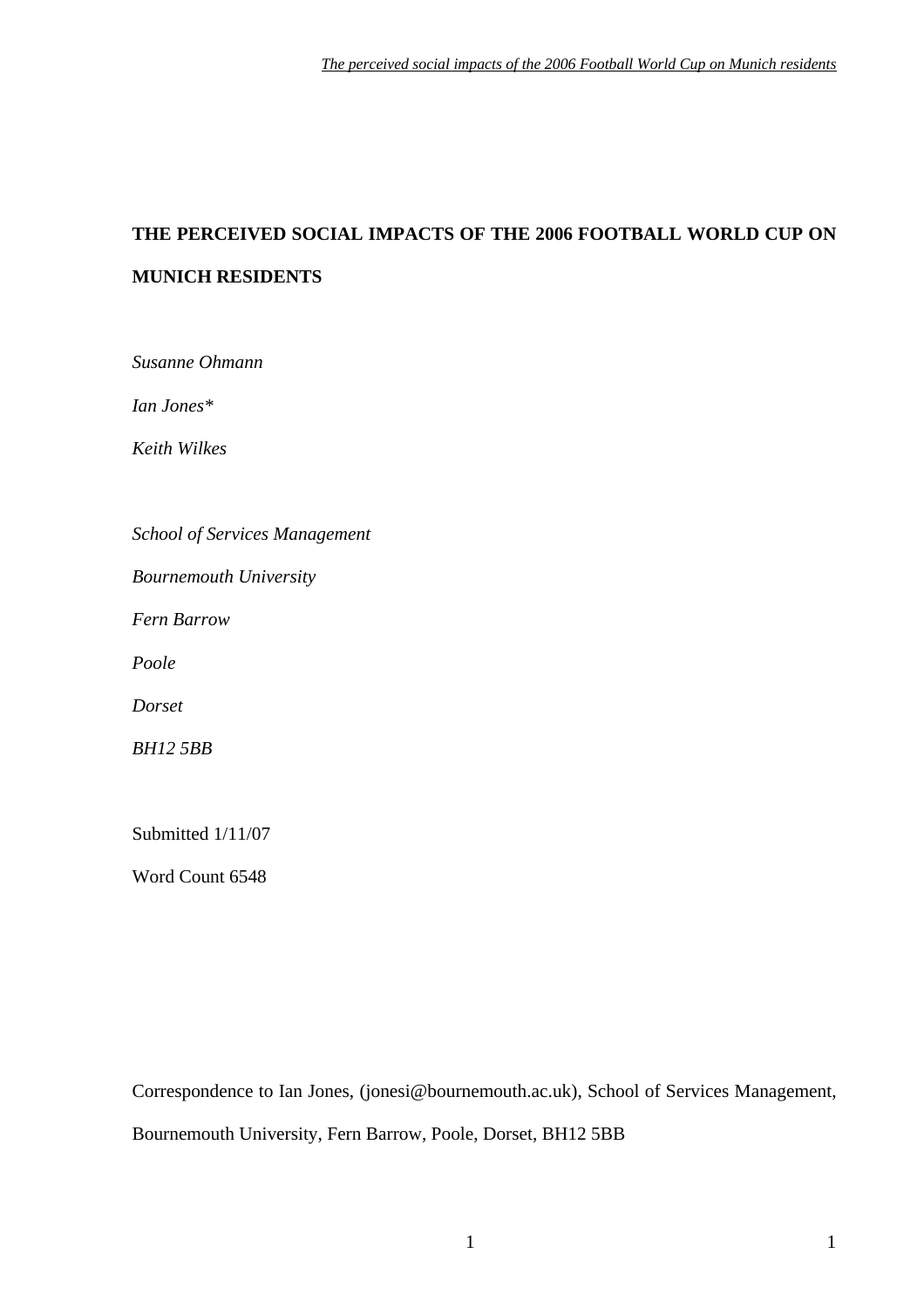# THE PERCEIVED SOCIAL IMPACTS OF THE 2006 FOOTBALL WORLD CUP ON MUNICH RESIDENTS

*Susanne Ohmann*

*Ian Jones**

*Keith Wilkes*

*School of Services Management*

*Bournemouth University*

*Fern Barrow*

*Poole*

*Dorset*

*BH12 5BB*

Submitted 1/11/07

Word Count 6548

Correspondence to Ian Jones, (jonesi@bournemouth.ac.uk), School of Services Management, Bournemouth University, Fern Barrow, Poole, Dorset, BH12 5BB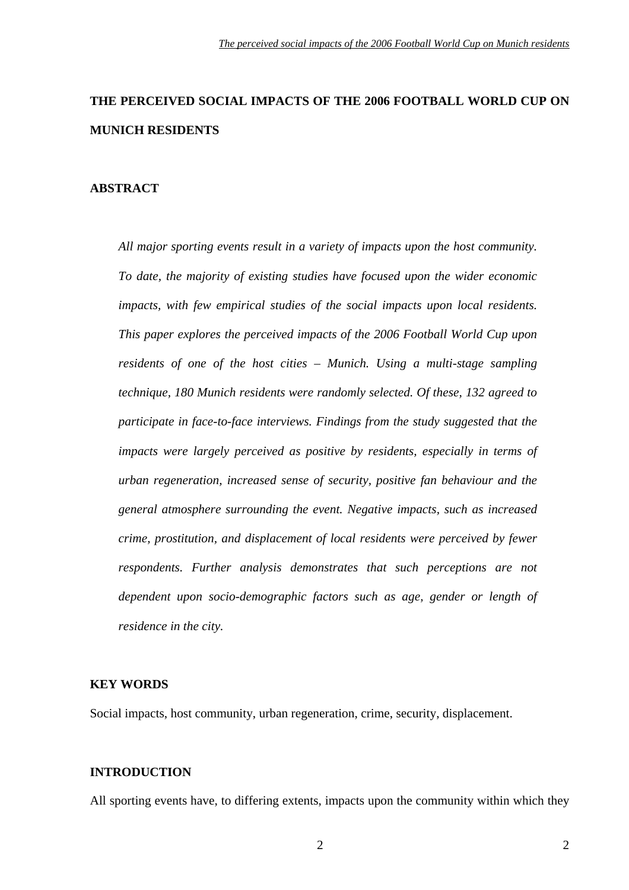# THE PERCEIVED SOCIAL IMPACTS OF THE 2006 FOOTBALL WORLD CUP ON MUNICH RESIDENTS

## ABSTRACT

*All major sporting events result in a variety of impacts upon the host community. To date, the majority of existing studies have focused upon the wider economic impacts, with few empirical studies of the social impacts upon local residents. This paper explores the perceived impacts of the 2006 Football World Cup upon residents of one of the host cities – Munich. Using a multi-stage sampling technique, 180 Munich residents were randomly selected. Of these, 132 agreed to participate in face-to-face interviews. Findings from the study suggested that the impacts were largely perceived as positive by residents, especially in terms of urban regeneration, increased sense of security, positive fan behaviour and the general atmosphere surrounding the event. Negative impacts, such as increased crime, prostitution, and displacement of local residents were perceived by fewer respondents. Further analysis demonstrates that such perceptions are not dependent upon socio-demographic factors such as age, gender or length of residence in the city.*

## KEY WORDS

Social impacts, host community, urban regeneration, crime, security, displacement.

## INTRODUCTION

All sporting events have, to differing extents, impacts upon the community within which they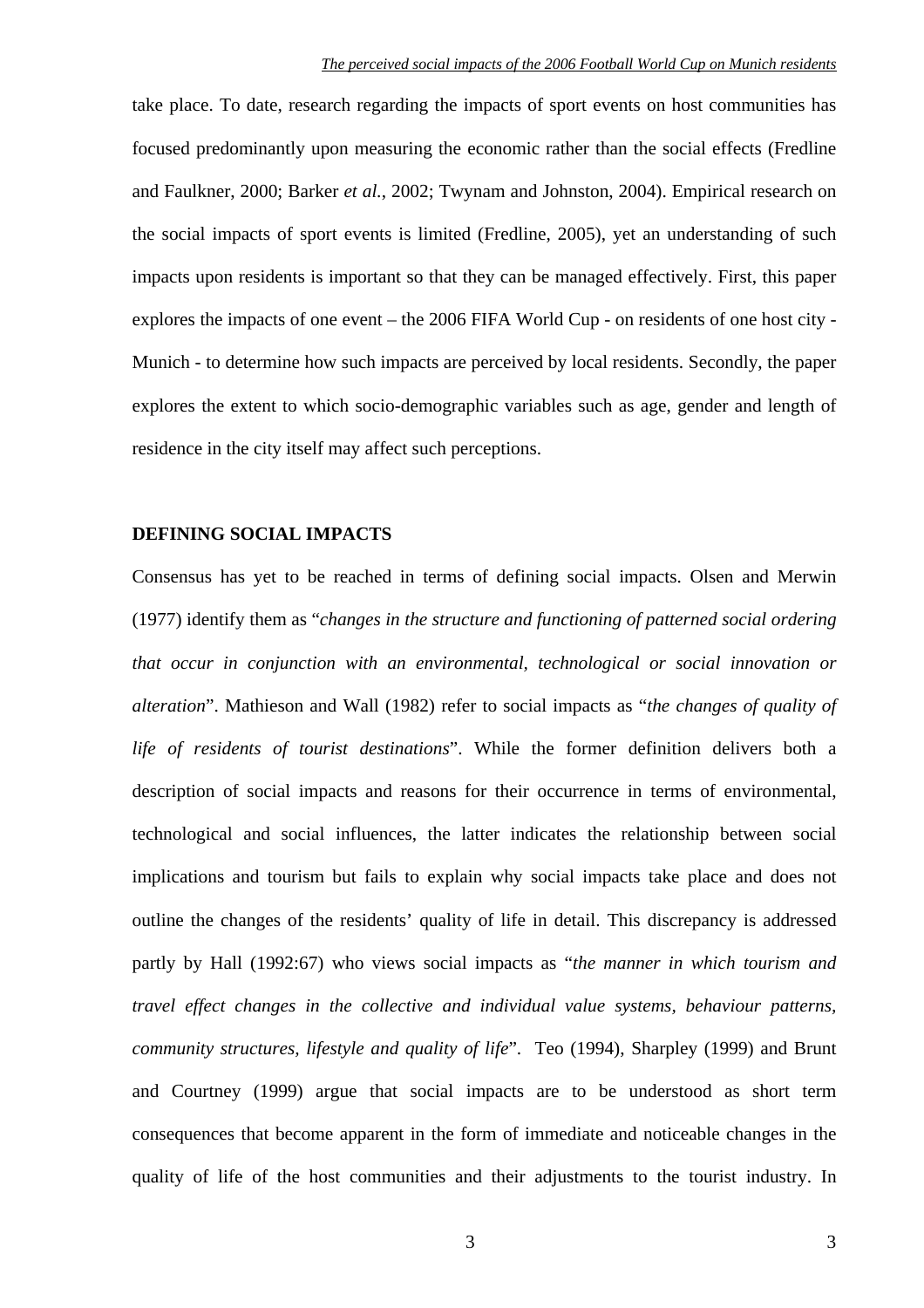take place. To date, research regarding the impacts of sport events on host communities has focused predominantly upon measuring the economic rather than the social effects (Fredline and Faulkner, 2000; Barker *et al.*, 2002; Twynam and Johnston, 2004). Empirical research on the social impacts of sport events is limited (Fredline, 2005), yet an understanding of such impacts upon residents is important so that they can be managed effectively. First, this paper explores the impacts of one event – the 2006 FIFA World Cup - on residents of one host city - Munich - to determine how such impacts are perceived by local residents. Secondly, the paper explores the extent to which socio-demographic variables such as age, gender and length of residence in the city itself may affect such perceptions.

## DEFINING SOCIAL IMPACTS

Consensus has yet to be reached in terms of defining social impacts. Olsen and Merwin (1977) identify them as "*changes in the structure and functioning of patterned social ordering that occur in conjunction with an environmental, technological or social innovation or alteration*". Mathieson and Wall (1982) refer to social impacts as "*the changes of quality of life of residents of tourist destinations*". While the former definition delivers both a description of social impacts and reasons for their occurrence in terms of environmental, technological and social influences, the latter indicates the relationship between social implications and tourism but fails to explain why social impacts take place and does not outline the changes of the residents' quality of life in detail. This discrepancy is addressed partly by Hall (1992:67) who views social impacts as "*the manner in which tourism and travel effect changes in the collective and individual value systems, behaviour patterns, community structures, lifestyle and quality of life*". Teo (1994), Sharpley (1999) and Brunt and Courtney (1999) argue that social impacts are to be understood as short term consequences that become apparent in the form of immediate and noticeable changes in the quality of life of the host communities and their adjustments to the tourist industry. In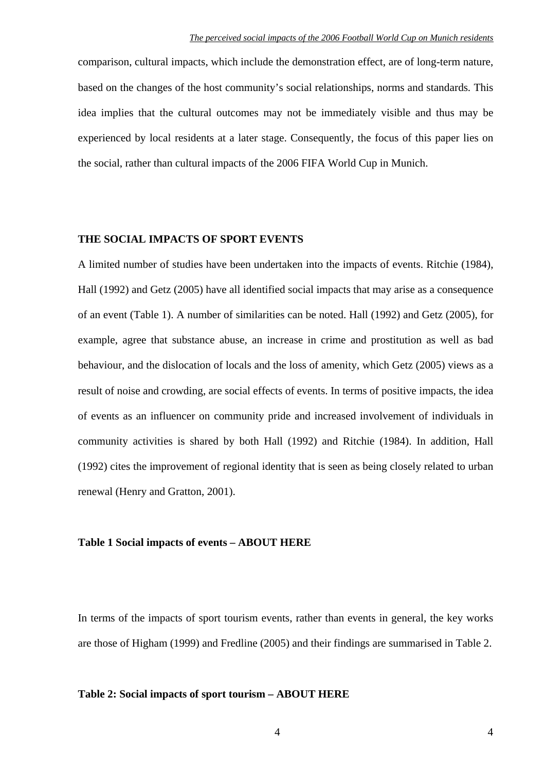comparison, cultural impacts, which include the demonstration effect, are of long-term nature, based on the changes of the host community's social relationships, norms and standards. This idea implies that the cultural outcomes may not be immediately visible and thus may be experienced by local residents at a later stage. Consequently, the focus of this paper lies on the social, rather than cultural impacts of the 2006 FIFA World Cup in Munich.

## THE SOCIAL IMPACTS OF SPORT EVENTS

A limited number of studies have been undertaken into the impacts of events. Ritchie (1984), Hall (1992) and Getz (2005) have all identified social impacts that may arise as a consequence of an event (Table 1). A number of similarities can be noted. Hall (1992) and Getz (2005), for example, agree that substance abuse, an increase in crime and prostitution as well as bad behaviour, and the dislocation of locals and the loss of amenity, which Getz (2005) views as a result of noise and crowding, are social effects of events. In terms of positive impacts, the idea of events as an influencer on community pride and increased involvement of individuals in community activities is shared by both Hall (1992) and Ritchie (1984). In addition, Hall (1992) cites the improvement of regional identity that is seen as being closely related to urban renewal (Henry and Gratton, 2001).

**Table 1 Social impacts of events – ABOUT HERE**

In terms of the impacts of sport tourism events, rather than events in general, the key works are those of Higham (1999) and Fredline (2005) and their findings are summarised in Table 2.

**Table 2: Social impacts of sport tourism – ABOUT HERE**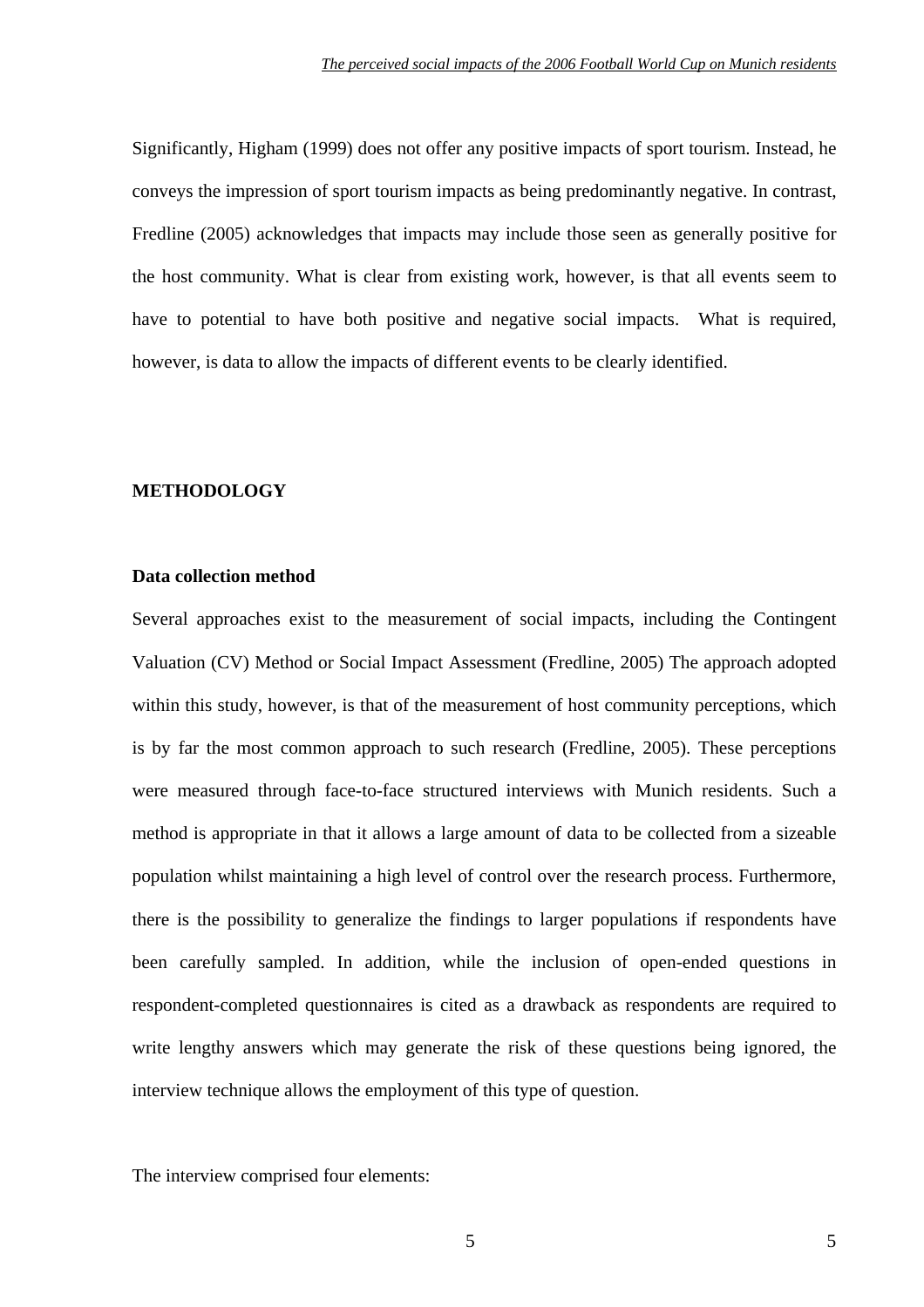Significantly, Higham (1999) does not offer any positive impacts of sport tourism. Instead, he conveys the impression of sport tourism impacts as being predominantly negative. In contrast, Fredline (2005) acknowledges that impacts may include those seen as generally positive for the host community. What is clear from existing work, however, is that all events seem to have to potential to have both positive and negative social impacts. What is required, however, is data to allow the impacts of different events to be clearly identified.

## METHODOLOGY

### Data collection method

Several approaches exist to the measurement of social impacts, including the Contingent Valuation (CV) Method or Social Impact Assessment (Fredline, 2005) The approach adopted within this study, however, is that of the measurement of host community perceptions, which is by far the most common approach to such research (Fredline, 2005). These perceptions were measured through face-to-face structured interviews with Munich residents. Such a method is appropriate in that it allows a large amount of data to be collected from a sizeable population whilst maintaining a high level of control over the research process. Furthermore, there is the possibility to generalize the findings to larger populations if respondents have been carefully sampled. In addition, while the inclusion of open-ended questions in respondent-completed questionnaires is cited as a drawback as respondents are required to write lengthy answers which may generate the risk of these questions being ignored, the interview technique allows the employment of this type of question.

The interview comprised four elements: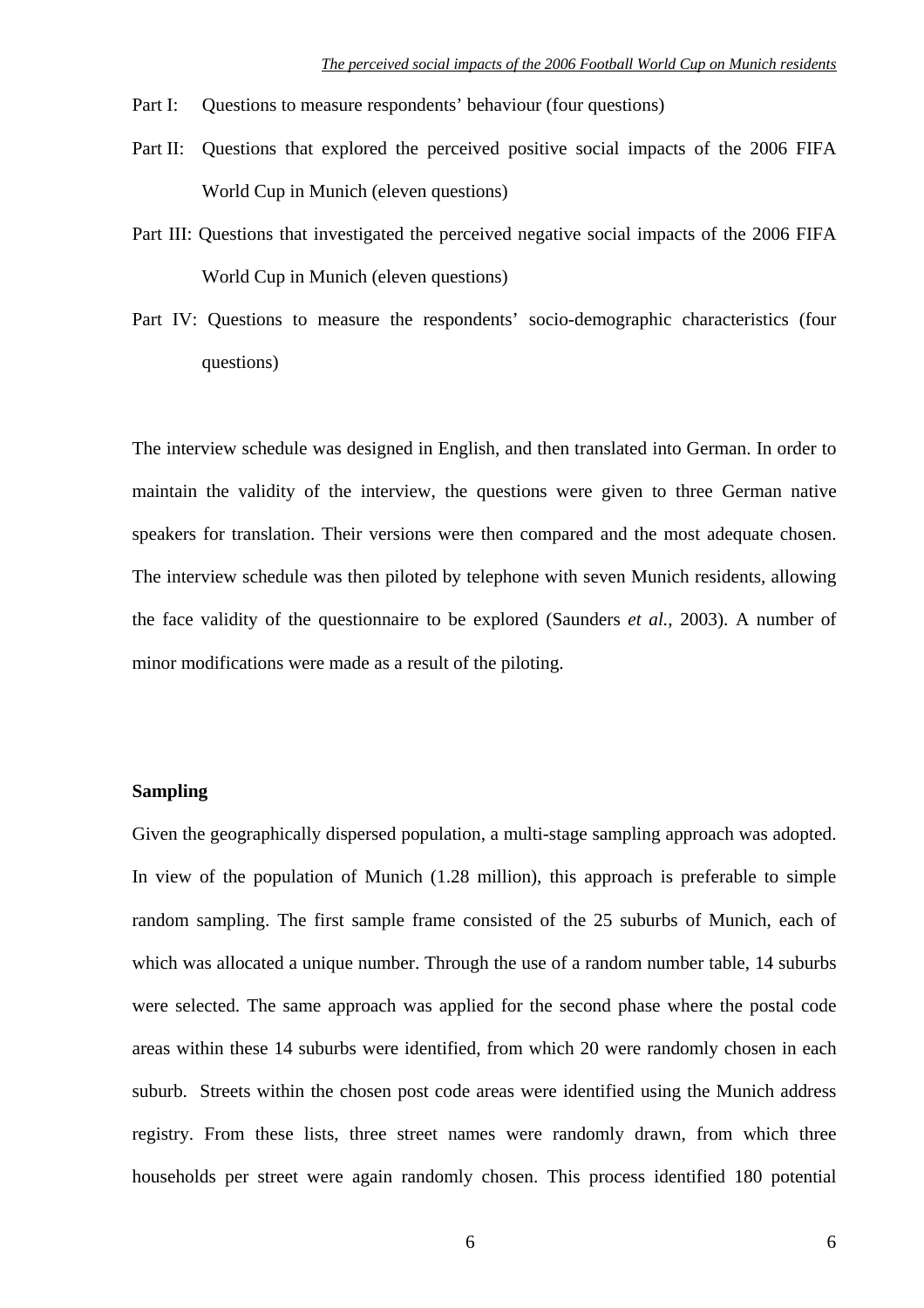Part I: Questions to measure respondents' behaviour (four questions)

Part II: Questions that explored the perceived positive social impacts of the 2006 FIFA World Cup in Munich (eleven questions)

Part III: Questions that investigated the perceived negative social impacts of the 2006 FIFA World Cup in Munich (eleven questions)

Part IV: Questions to measure the respondents' socio-demographic characteristics (four questions)

The interview schedule was designed in English, and then translated into German. In order to maintain the validity of the interview, the questions were given to three German native speakers for translation. Their versions were then compared and the most adequate chosen. The interview schedule was then piloted by telephone with seven Munich residents, allowing the face validity of the questionnaire to be explored (Saunders *et al.*, 2003). A number of minor modifications were made as a result of the piloting.

**Sampling**

Given the geographically dispersed population, a multi-stage sampling approach was adopted. In view of the population of Munich (1.28 million), this approach is preferable to simple random sampling. The first sample frame consisted of the 25 suburbs of Munich, each of which was allocated a unique number. Through the use of a random number table, 14 suburbs were selected. The same approach was applied for the second phase where the postal code areas within these 14 suburbs were identified, from which 20 were randomly chosen in each suburb. Streets within the chosen post code areas were identified using the Munich address registry. From these lists, three street names were randomly drawn, from which three households per street were again randomly chosen. This process identified 180 potential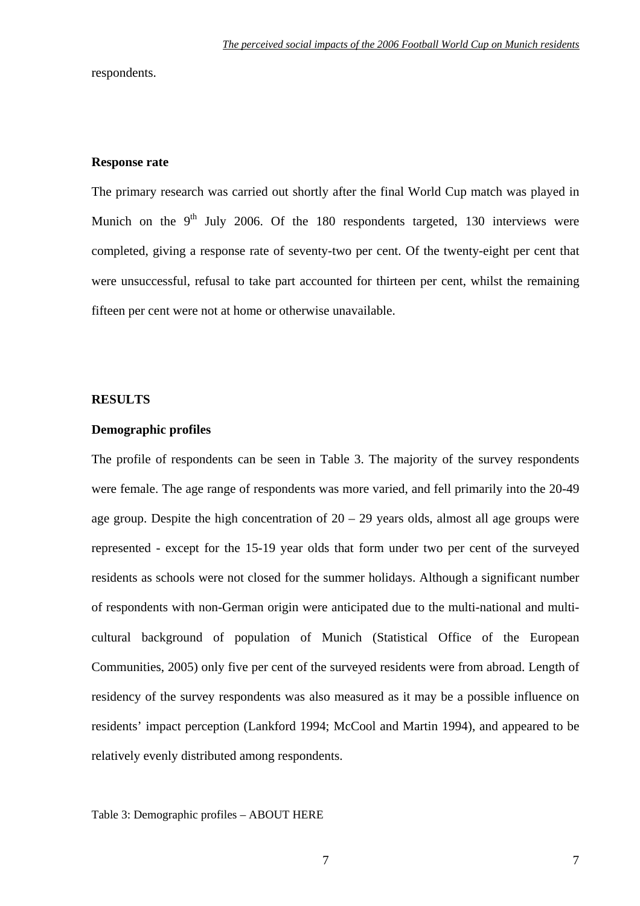respondents.

### Response rate

The primary research was carried out shortly after the final World Cup match was played in Munich on the 9th July 2006. Of the 180 respondents targeted, 130 interviews were completed, giving a response rate of seventy-two per cent. Of the twenty-eight per cent that were unsuccessful, refusal to take part accounted for thirteen per cent, whilst the remaining fifteen per cent were not at home or otherwise unavailable.

## RESULTS

### Demographic profiles

The profile of respondents can be seen in Table 3. The majority of the survey respondents were female. The age range of respondents was more varied, and fell primarily into the 20-49 age group. Despite the high concentration of 20 – 29 years olds, almost all age groups were represented - except for the 15-19 year olds that form under two per cent of the surveyed residents as schools were not closed for the summer holidays. Although a significant number of respondents with non-German origin were anticipated due to the multi-national and multi-cultural background of population of Munich (Statistical Office of the European Communities, 2005) only five per cent of the surveyed residents were from abroad. Length of residency of the survey respondents was also measured as it may be a possible influence on residents' impact perception (Lankford 1994; McCool and Martin 1994), and appeared to be relatively evenly distributed among respondents.

Table 3: Demographic profiles – ABOUT HERE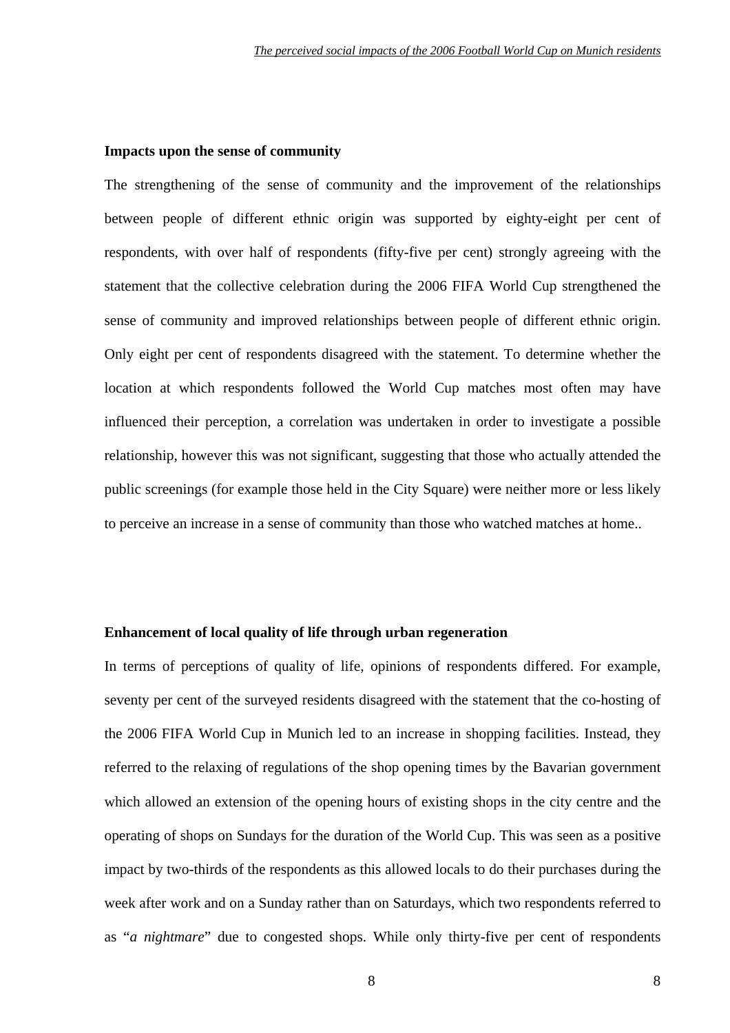**Impacts upon the sense of community**

The strengthening of the sense of community and the improvement of the relationships between people of different ethnic origin was supported by eighty-eight per cent of respondents, with over half of respondents (fifty-five per cent) strongly agreeing with the statement that the collective celebration during the 2006 FIFA World Cup strengthened the sense of community and improved relationships between people of different ethnic origin. Only eight per cent of respondents disagreed with the statement. To determine whether the location at which respondents followed the World Cup matches most often may have influenced their perception, a correlation was undertaken in order to investigate a possible relationship, however this was not significant, suggesting that those who actually attended the public screenings (for example those held in the City Square) were neither more or less likely to perceive an increase in a sense of community than those who watched matches at home..

**Enhancement of local quality of life through urban regeneration**

In terms of perceptions of quality of life, opinions of respondents differed. For example, seventy per cent of the surveyed residents disagreed with the statement that the co-hosting of the 2006 FIFA World Cup in Munich led to an increase in shopping facilities. Instead, they referred to the relaxing of regulations of the shop opening times by the Bavarian government which allowed an extension of the opening hours of existing shops in the city centre and the operating of shops on Sundays for the duration of the World Cup. This was seen as a positive impact by two-thirds of the respondents as this allowed locals to do their purchases during the week after work and on a Sunday rather than on Saturdays, which two respondents referred to as "*a nightmare*" due to congested shops. While only thirty-five per cent of respondents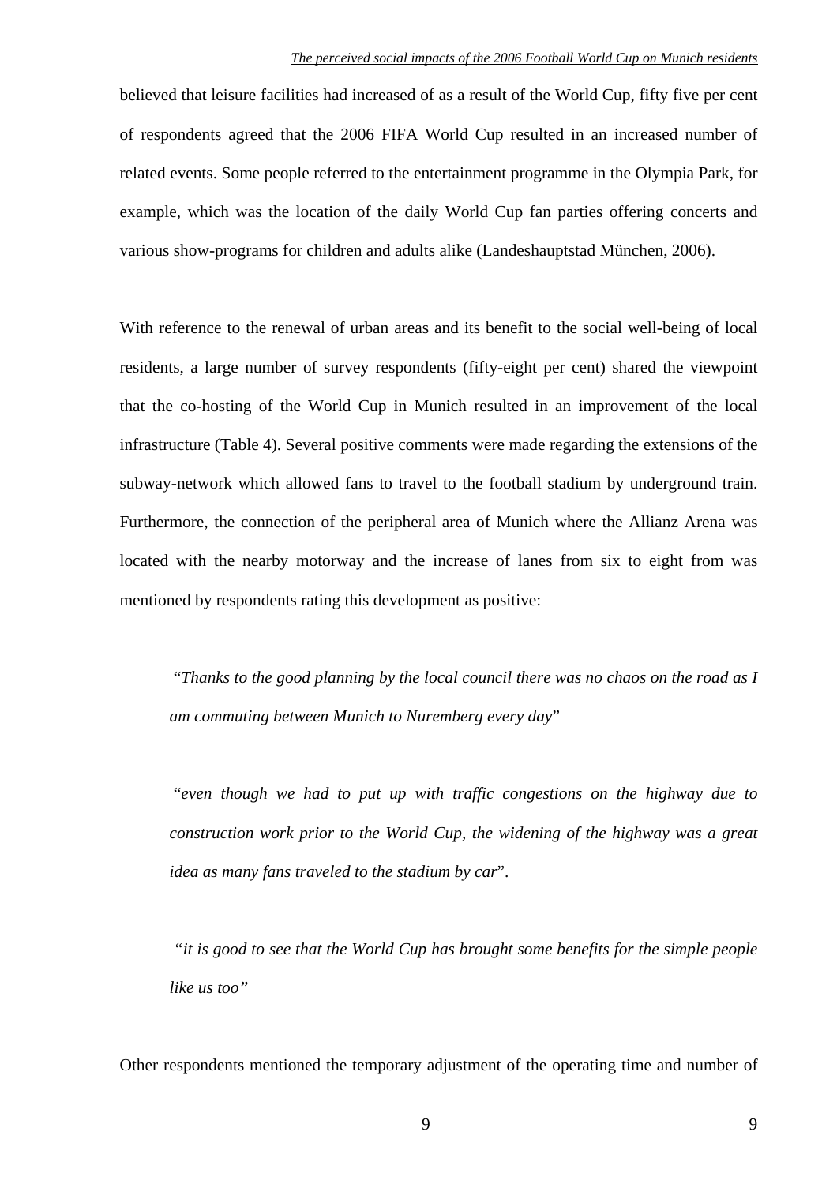believed that leisure facilities had increased of as a result of the World Cup, fifty five per cent of respondents agreed that the 2006 FIFA World Cup resulted in an increased number of related events. Some people referred to the entertainment programme in the Olympia Park, for example, which was the location of the daily World Cup fan parties offering concerts and various show-programs for children and adults alike (Landeshauptstad München, 2006).

With reference to the renewal of urban areas and its benefit to the social well-being of local residents, a large number of survey respondents (fifty-eight per cent) shared the viewpoint that the co-hosting of the World Cup in Munich resulted in an improvement of the local infrastructure (Table 4). Several positive comments were made regarding the extensions of the subway-network which allowed fans to travel to the football stadium by underground train. Furthermore, the connection of the peripheral area of Munich where the Allianz Arena was located with the nearby motorway and the increase of lanes from six to eight from was mentioned by respondents rating this development as positive:

> "*Thanks to the good planning by the local council there was no chaos on the road as I am commuting between Munich to Nuremberg every day*"

> "*even though we had to put up with traffic congestions on the highway due to construction work prior to the World Cup, the widening of the highway was a great idea as many fans traveled to the stadium by car*".

> *"it is good to see that the World Cup has brought some benefits for the simple people like us too"*

Other respondents mentioned the temporary adjustment of the operating time and number of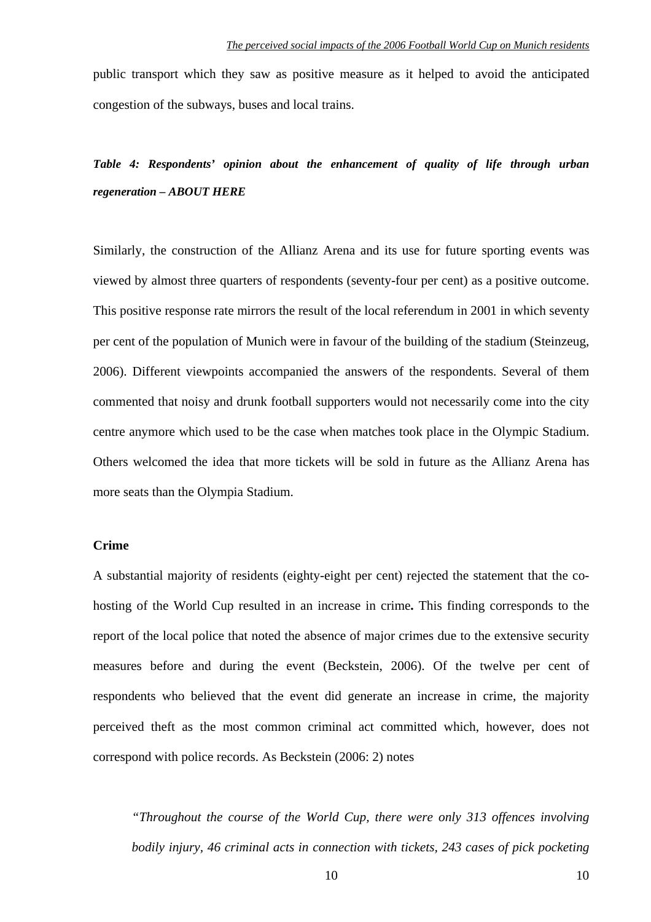public transport which they saw as positive measure as it helped to avoid the anticipated congestion of the subways, buses and local trains.

***Table 4: Respondents' opinion about the enhancement of quality of life through urban regeneration – ABOUT HERE***

Similarly, the construction of the Allianz Arena and its use for future sporting events was viewed by almost three quarters of respondents (seventy-four per cent) as a positive outcome. This positive response rate mirrors the result of the local referendum in 2001 in which seventy per cent of the population of Munich were in favour of the building of the stadium (Steinzeug, 2006). Different viewpoints accompanied the answers of the respondents. Several of them commented that noisy and drunk football supporters would not necessarily come into the city centre anymore which used to be the case when matches took place in the Olympic Stadium. Others welcomed the idea that more tickets will be sold in future as the Allianz Arena has more seats than the Olympia Stadium.

**Crime**

A substantial majority of residents (eighty-eight per cent) rejected the statement that the co-hosting of the World Cup resulted in an increase in crime**.** This finding corresponds to the report of the local police that noted the absence of major crimes due to the extensive security measures before and during the event (Beckstein, 2006). Of the twelve per cent of respondents who believed that the event did generate an increase in crime, the majority perceived theft as the most common criminal act committed which, however, does not correspond with police records. As Beckstein (2006: 2) notes

> *"Throughout the course of the World Cup, there were only 313 offences involving bodily injury, 46 criminal acts in connection with tickets, 243 cases of pick pocketing*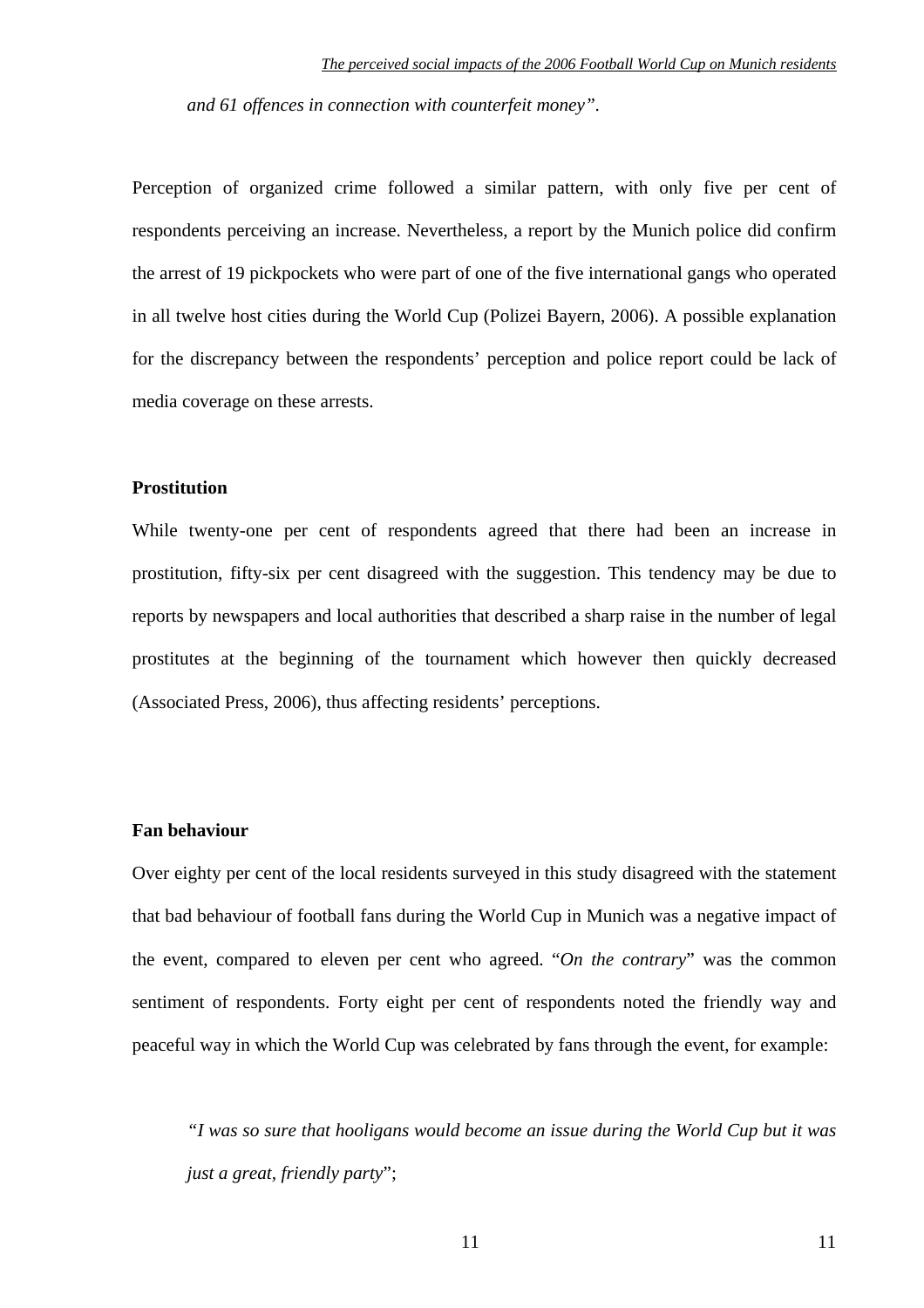*and 61 offences in connection with counterfeit money".*

Perception of organized crime followed a similar pattern, with only five per cent of respondents perceiving an increase. Nevertheless, a report by the Munich police did confirm the arrest of 19 pickpockets who were part of one of the five international gangs who operated in all twelve host cities during the World Cup (Polizei Bayern, 2006). A possible explanation for the discrepancy between the respondents' perception and police report could be lack of media coverage on these arrests.

**Prostitution**

While twenty-one per cent of respondents agreed that there had been an increase in prostitution, fifty-six per cent disagreed with the suggestion. This tendency may be due to reports by newspapers and local authorities that described a sharp raise in the number of legal prostitutes at the beginning of the tournament which however then quickly decreased (Associated Press, 2006), thus affecting residents' perceptions.

**Fan behaviour**

Over eighty per cent of the local residents surveyed in this study disagreed with the statement that bad behaviour of football fans during the World Cup in Munich was a negative impact of the event, compared to eleven per cent who agreed. "*On the contrary*" was the common sentiment of respondents. Forty eight per cent of respondents noted the friendly way and peaceful way in which the World Cup was celebrated by fans through the event, for example:

*"I was so sure that hooligans would become an issue during the World Cup but it was just a great, friendly party*";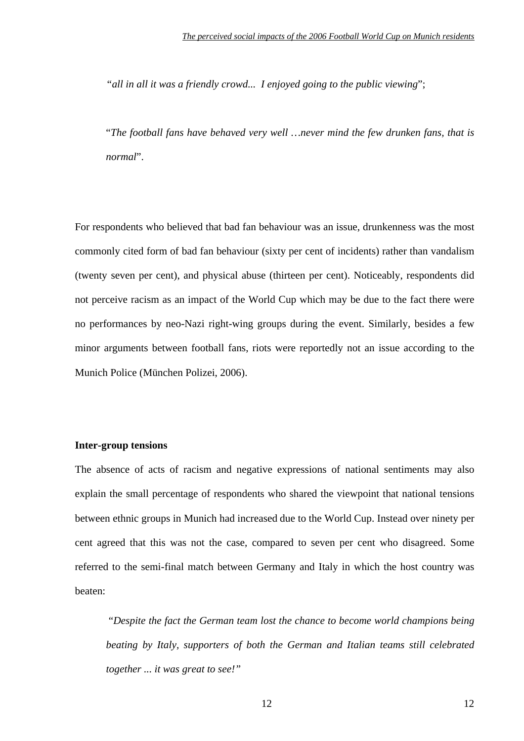> *"all in all it was a friendly crowd... I enjoyed going to the public viewing*";

> "*The football fans have behaved very well …never mind the few drunken fans, that is normal*".

For respondents who believed that bad fan behaviour was an issue, drunkenness was the most commonly cited form of bad fan behaviour (sixty per cent of incidents) rather than vandalism (twenty seven per cent), and physical abuse (thirteen per cent). Noticeably, respondents did not perceive racism as an impact of the World Cup which may be due to the fact there were no performances by neo-Nazi right-wing groups during the event. Similarly, besides a few minor arguments between football fans, riots were reportedly not an issue according to the Munich Police (München Polizei, 2006).

**Inter-group tensions**

The absence of acts of racism and negative expressions of national sentiments may also explain the small percentage of respondents who shared the viewpoint that national tensions between ethnic groups in Munich had increased due to the World Cup. Instead over ninety per cent agreed that this was not the case, compared to seven per cent who disagreed. Some referred to the semi-final match between Germany and Italy in which the host country was beaten:

> *"Despite the fact the German team lost the chance to become world champions being beating by Italy, supporters of both the German and Italian teams still celebrated together ... it was great to see!"*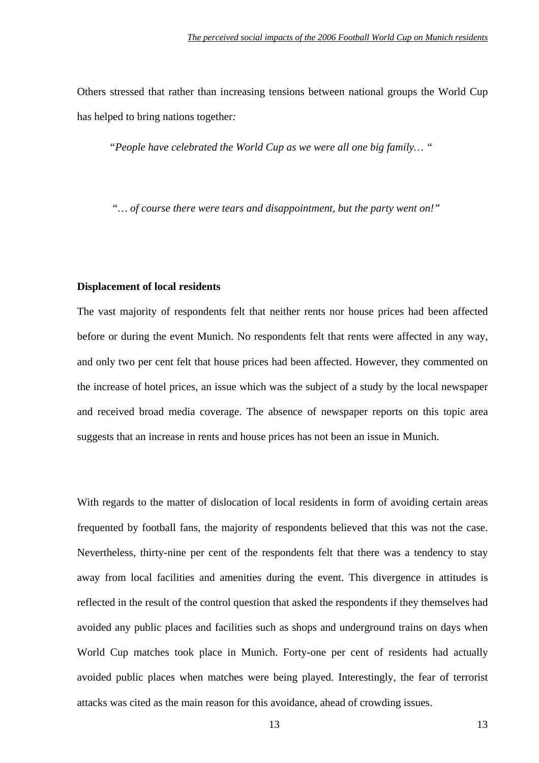Others stressed that rather than increasing tensions between national groups the World Cup has helped to bring nations together*:*

> *"People have celebrated the World Cup as we were all one big family… "*

> *"… of course there were tears and disappointment, but the party went on!"*

**Displacement of local residents**

The vast majority of respondents felt that neither rents nor house prices had been affected before or during the event Munich. No respondents felt that rents were affected in any way, and only two per cent felt that house prices had been affected. However, they commented on the increase of hotel prices, an issue which was the subject of a study by the local newspaper and received broad media coverage. The absence of newspaper reports on this topic area suggests that an increase in rents and house prices has not been an issue in Munich.

With regards to the matter of dislocation of local residents in form of avoiding certain areas frequented by football fans, the majority of respondents believed that this was not the case. Nevertheless, thirty-nine per cent of the respondents felt that there was a tendency to stay away from local facilities and amenities during the event. This divergence in attitudes is reflected in the result of the control question that asked the respondents if they themselves had avoided any public places and facilities such as shops and underground trains on days when World Cup matches took place in Munich. Forty-one per cent of residents had actually avoided public places when matches were being played. Interestingly, the fear of terrorist attacks was cited as the main reason for this avoidance, ahead of crowding issues.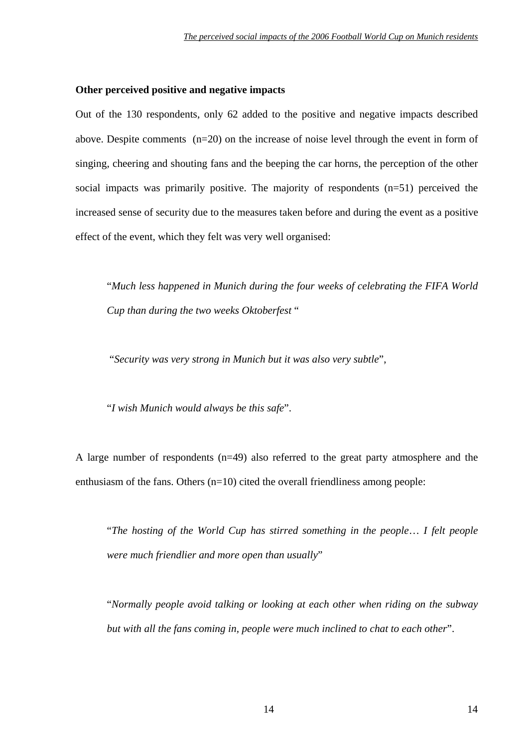**Other perceived positive and negative impacts**

Out of the 130 respondents, only 62 added to the positive and negative impacts described above. Despite comments (n=20) on the increase of noise level through the event in form of singing, cheering and shouting fans and the beeping the car horns, the perception of the other social impacts was primarily positive. The majority of respondents (n=51) perceived the increased sense of security due to the measures taken before and during the event as a positive effect of the event, which they felt was very well organised:

> "*Much less happened in Munich during the four weeks of celebrating the FIFA World Cup than during the two weeks Oktoberfest* "
>
> "*Security was very strong in Munich but it was also very subtle*",
>
> "*I wish Munich would always be this safe*".

A large number of respondents (n=49) also referred to the great party atmosphere and the enthusiasm of the fans. Others (n=10) cited the overall friendliness among people:

> "*The hosting of the World Cup has stirred something in the people… I felt people were much friendlier and more open than usually*"
>
> "*Normally people avoid talking or looking at each other when riding on the subway but with all the fans coming in, people were much inclined to chat to each other*".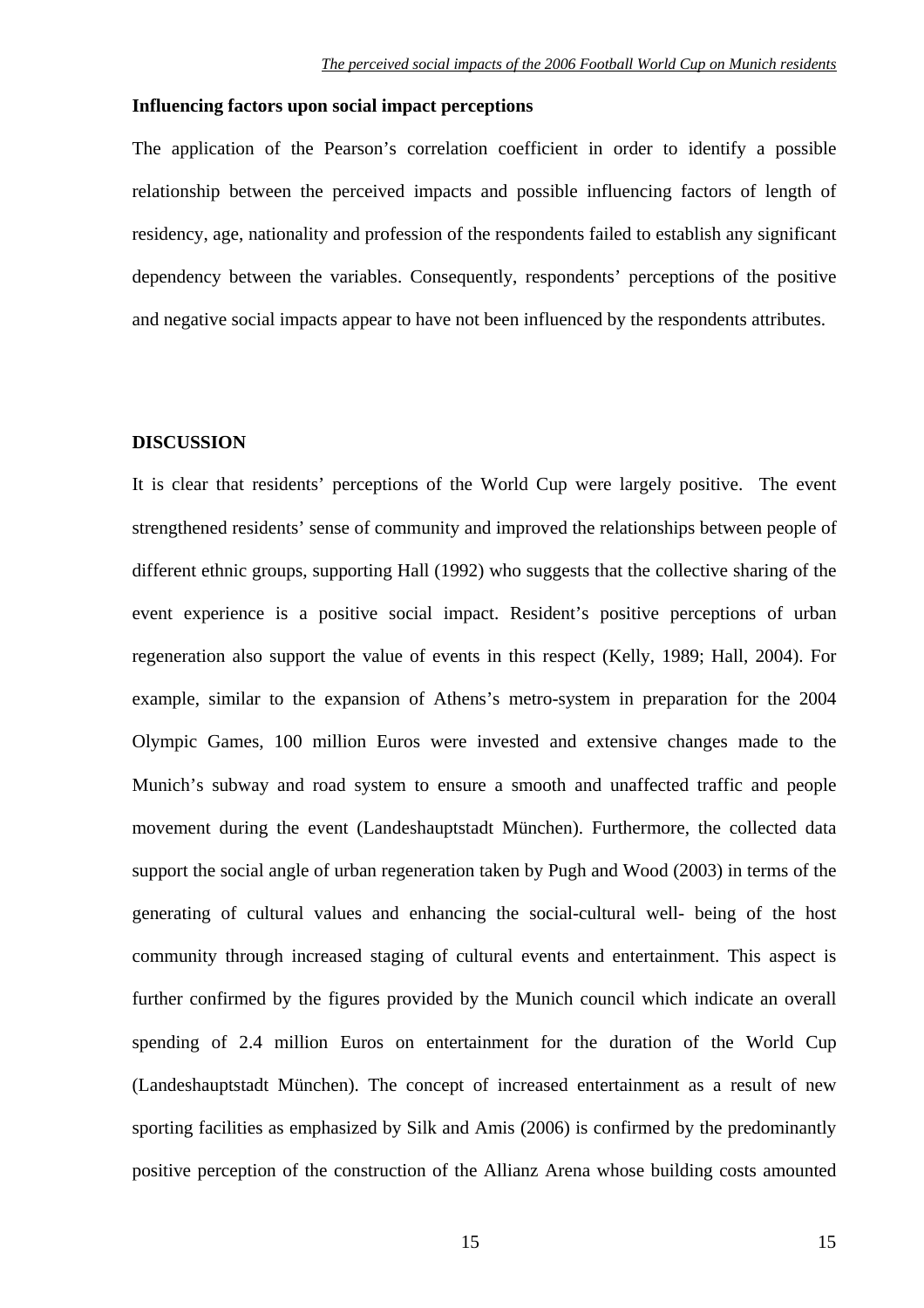**Influencing factors upon social impact perceptions**

The application of the Pearson's correlation coefficient in order to identify a possible relationship between the perceived impacts and possible influencing factors of length of residency, age, nationality and profession of the respondents failed to establish any significant dependency between the variables. Consequently, respondents' perceptions of the positive and negative social impacts appear to have not been influenced by the respondents attributes.

## DISCUSSION

It is clear that residents' perceptions of the World Cup were largely positive. The event strengthened residents' sense of community and improved the relationships between people of different ethnic groups, supporting Hall (1992) who suggests that the collective sharing of the event experience is a positive social impact. Resident's positive perceptions of urban regeneration also support the value of events in this respect (Kelly, 1989; Hall, 2004). For example, similar to the expansion of Athens's metro-system in preparation for the 2004 Olympic Games, 100 million Euros were invested and extensive changes made to the Munich's subway and road system to ensure a smooth and unaffected traffic and people movement during the event (Landeshauptstadt München). Furthermore, the collected data support the social angle of urban regeneration taken by Pugh and Wood (2003) in terms of the generating of cultural values and enhancing the social-cultural well- being of the host community through increased staging of cultural events and entertainment. This aspect is further confirmed by the figures provided by the Munich council which indicate an overall spending of 2.4 million Euros on entertainment for the duration of the World Cup (Landeshauptstadt München). The concept of increased entertainment as a result of new sporting facilities as emphasized by Silk and Amis (2006) is confirmed by the predominantly positive perception of the construction of the Allianz Arena whose building costs amounted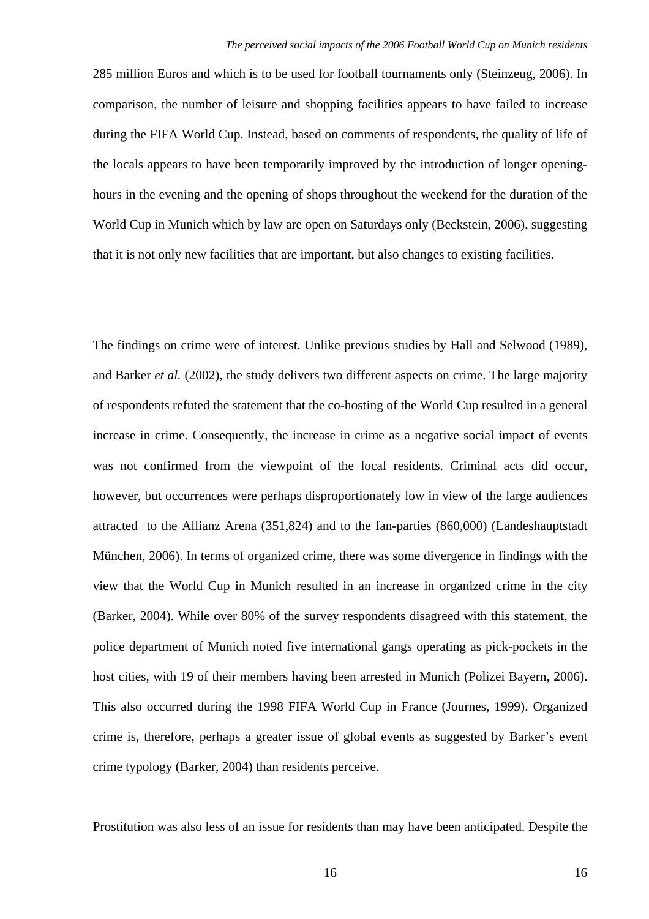285 million Euros and which is to be used for football tournaments only (Steinzeug, 2006). In comparison, the number of leisure and shopping facilities appears to have failed to increase during the FIFA World Cup. Instead, based on comments of respondents, the quality of life of the locals appears to have been temporarily improved by the introduction of longer opening-hours in the evening and the opening of shops throughout the weekend for the duration of the World Cup in Munich which by law are open on Saturdays only (Beckstein, 2006), suggesting that it is not only new facilities that are important, but also changes to existing facilities.

The findings on crime were of interest. Unlike previous studies by Hall and Selwood (1989), and Barker *et al.* (2002), the study delivers two different aspects on crime. The large majority of respondents refuted the statement that the co-hosting of the World Cup resulted in a general increase in crime. Consequently, the increase in crime as a negative social impact of events was not confirmed from the viewpoint of the local residents. Criminal acts did occur, however, but occurrences were perhaps disproportionately low in view of the large audiences attracted to the Allianz Arena (351,824) and to the fan-parties (860,000) (Landeshauptstadt München, 2006). In terms of organized crime, there was some divergence in findings with the view that the World Cup in Munich resulted in an increase in organized crime in the city (Barker, 2004). While over 80% of the survey respondents disagreed with this statement, the police department of Munich noted five international gangs operating as pick-pockets in the host cities, with 19 of their members having been arrested in Munich (Polizei Bayern, 2006). This also occurred during the 1998 FIFA World Cup in France (Journes, 1999). Organized crime is, therefore, perhaps a greater issue of global events as suggested by Barker's event crime typology (Barker, 2004) than residents perceive.

Prostitution was also less of an issue for residents than may have been anticipated. Despite the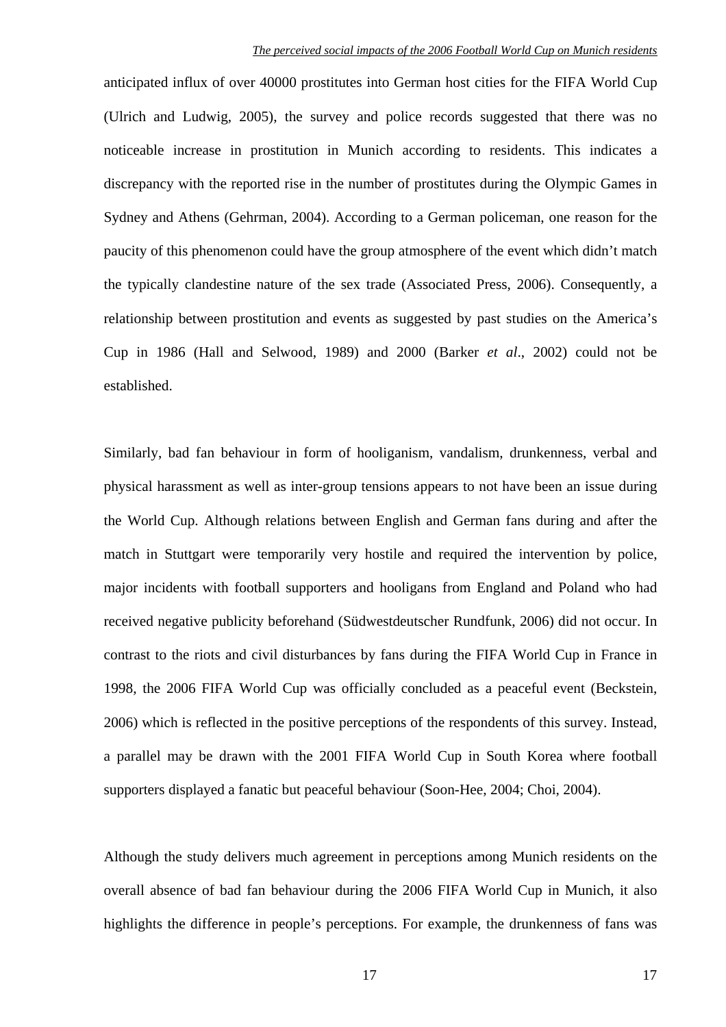anticipated influx of over 40000 prostitutes into German host cities for the FIFA World Cup (Ulrich and Ludwig, 2005), the survey and police records suggested that there was no noticeable increase in prostitution in Munich according to residents. This indicates a discrepancy with the reported rise in the number of prostitutes during the Olympic Games in Sydney and Athens (Gehrman, 2004). According to a German policeman, one reason for the paucity of this phenomenon could have the group atmosphere of the event which didn't match the typically clandestine nature of the sex trade (Associated Press, 2006). Consequently, a relationship between prostitution and events as suggested by past studies on the America's Cup in 1986 (Hall and Selwood, 1989) and 2000 (Barker *et al*., 2002) could not be established.

Similarly, bad fan behaviour in form of hooliganism, vandalism, drunkenness, verbal and physical harassment as well as inter-group tensions appears to not have been an issue during the World Cup. Although relations between English and German fans during and after the match in Stuttgart were temporarily very hostile and required the intervention by police, major incidents with football supporters and hooligans from England and Poland who had received negative publicity beforehand (Südwestdeutscher Rundfunk, 2006) did not occur. In contrast to the riots and civil disturbances by fans during the FIFA World Cup in France in 1998, the 2006 FIFA World Cup was officially concluded as a peaceful event (Beckstein, 2006) which is reflected in the positive perceptions of the respondents of this survey. Instead, a parallel may be drawn with the 2001 FIFA World Cup in South Korea where football supporters displayed a fanatic but peaceful behaviour (Soon-Hee, 2004; Choi, 2004).

Although the study delivers much agreement in perceptions among Munich residents on the overall absence of bad fan behaviour during the 2006 FIFA World Cup in Munich, it also highlights the difference in people's perceptions. For example, the drunkenness of fans was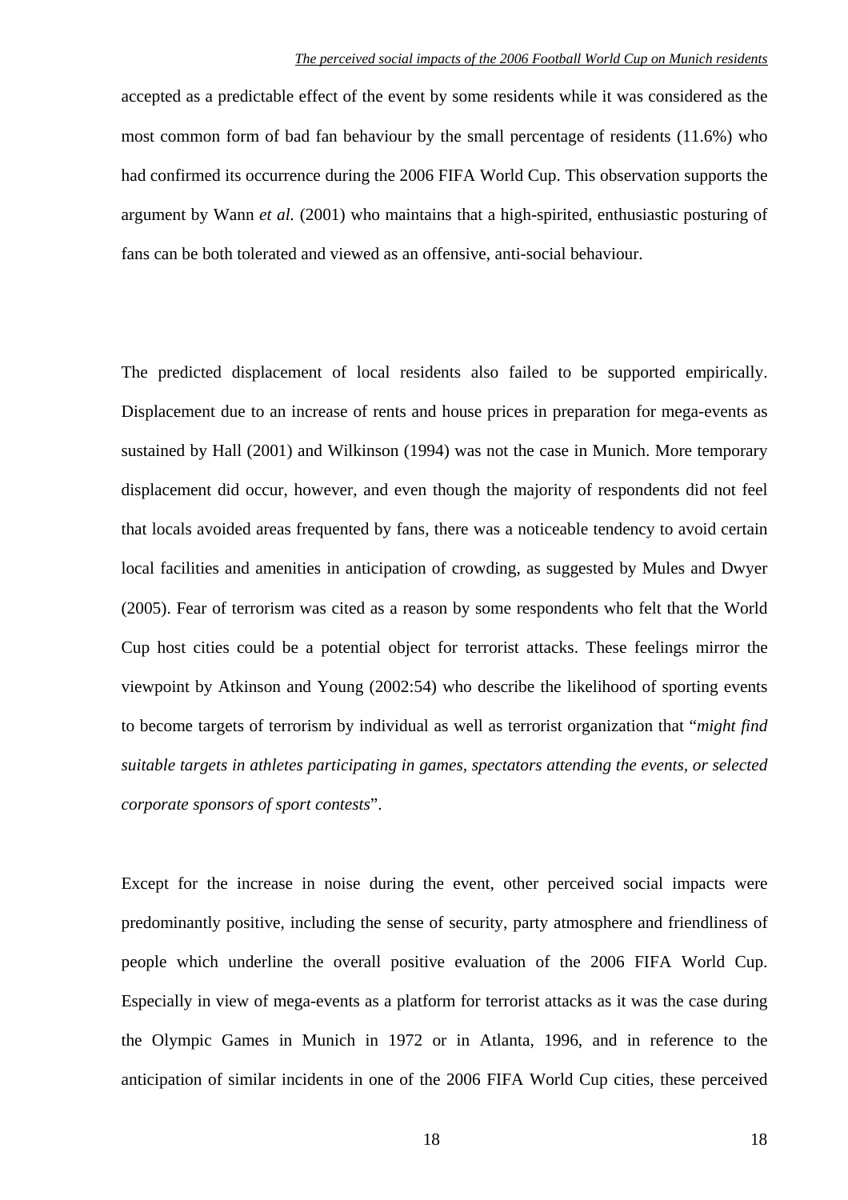accepted as a predictable effect of the event by some residents while it was considered as the most common form of bad fan behaviour by the small percentage of residents (11.6%) who had confirmed its occurrence during the 2006 FIFA World Cup. This observation supports the argument by Wann *et al.* (2001) who maintains that a high-spirited, enthusiastic posturing of fans can be both tolerated and viewed as an offensive, anti-social behaviour.

The predicted displacement of local residents also failed to be supported empirically. Displacement due to an increase of rents and house prices in preparation for mega-events as sustained by Hall (2001) and Wilkinson (1994) was not the case in Munich. More temporary displacement did occur, however, and even though the majority of respondents did not feel that locals avoided areas frequented by fans, there was a noticeable tendency to avoid certain local facilities and amenities in anticipation of crowding, as suggested by Mules and Dwyer (2005). Fear of terrorism was cited as a reason by some respondents who felt that the World Cup host cities could be a potential object for terrorist attacks. These feelings mirror the viewpoint by Atkinson and Young (2002:54) who describe the likelihood of sporting events to become targets of terrorism by individual as well as terrorist organization that "*might find suitable targets in athletes participating in games, spectators attending the events, or selected corporate sponsors of sport contests*".

Except for the increase in noise during the event, other perceived social impacts were predominantly positive, including the sense of security, party atmosphere and friendliness of people which underline the overall positive evaluation of the 2006 FIFA World Cup. Especially in view of mega-events as a platform for terrorist attacks as it was the case during the Olympic Games in Munich in 1972 or in Atlanta, 1996, and in reference to the anticipation of similar incidents in one of the 2006 FIFA World Cup cities, these perceived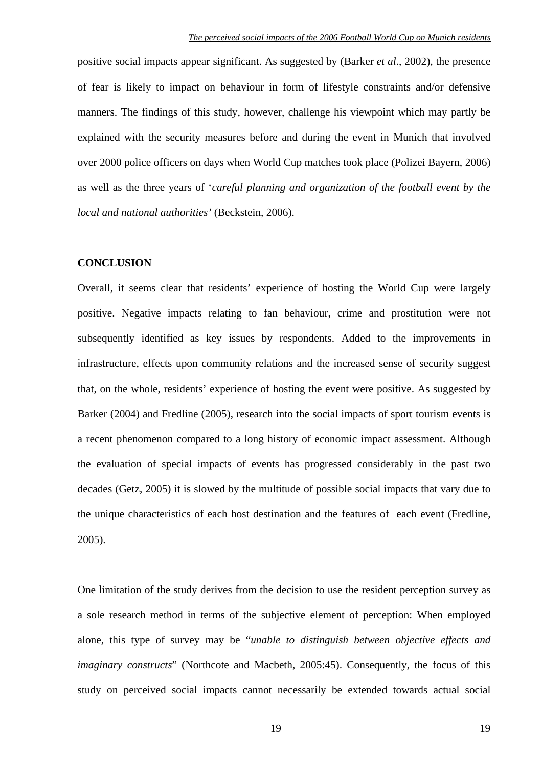positive social impacts appear significant. As suggested by (Barker *et al*., 2002), the presence of fear is likely to impact on behaviour in form of lifestyle constraints and/or defensive manners. The findings of this study, however, challenge his viewpoint which may partly be explained with the security measures before and during the event in Munich that involved over 2000 police officers on days when World Cup matches took place (Polizei Bayern, 2006) as well as the three years of '*careful planning and organization of the football event by the local and national authorities'* (Beckstein, 2006).

## CONCLUSION

Overall, it seems clear that residents' experience of hosting the World Cup were largely positive. Negative impacts relating to fan behaviour, crime and prostitution were not subsequently identified as key issues by respondents. Added to the improvements in infrastructure, effects upon community relations and the increased sense of security suggest that, on the whole, residents' experience of hosting the event were positive. As suggested by Barker (2004) and Fredline (2005), research into the social impacts of sport tourism events is a recent phenomenon compared to a long history of economic impact assessment. Although the evaluation of special impacts of events has progressed considerably in the past two decades (Getz, 2005) it is slowed by the multitude of possible social impacts that vary due to the unique characteristics of each host destination and the features of each event (Fredline, 2005).

One limitation of the study derives from the decision to use the resident perception survey as a sole research method in terms of the subjective element of perception: When employed alone, this type of survey may be "*unable to distinguish between objective effects and imaginary constructs*" (Northcote and Macbeth, 2005:45). Consequently, the focus of this study on perceived social impacts cannot necessarily be extended towards actual social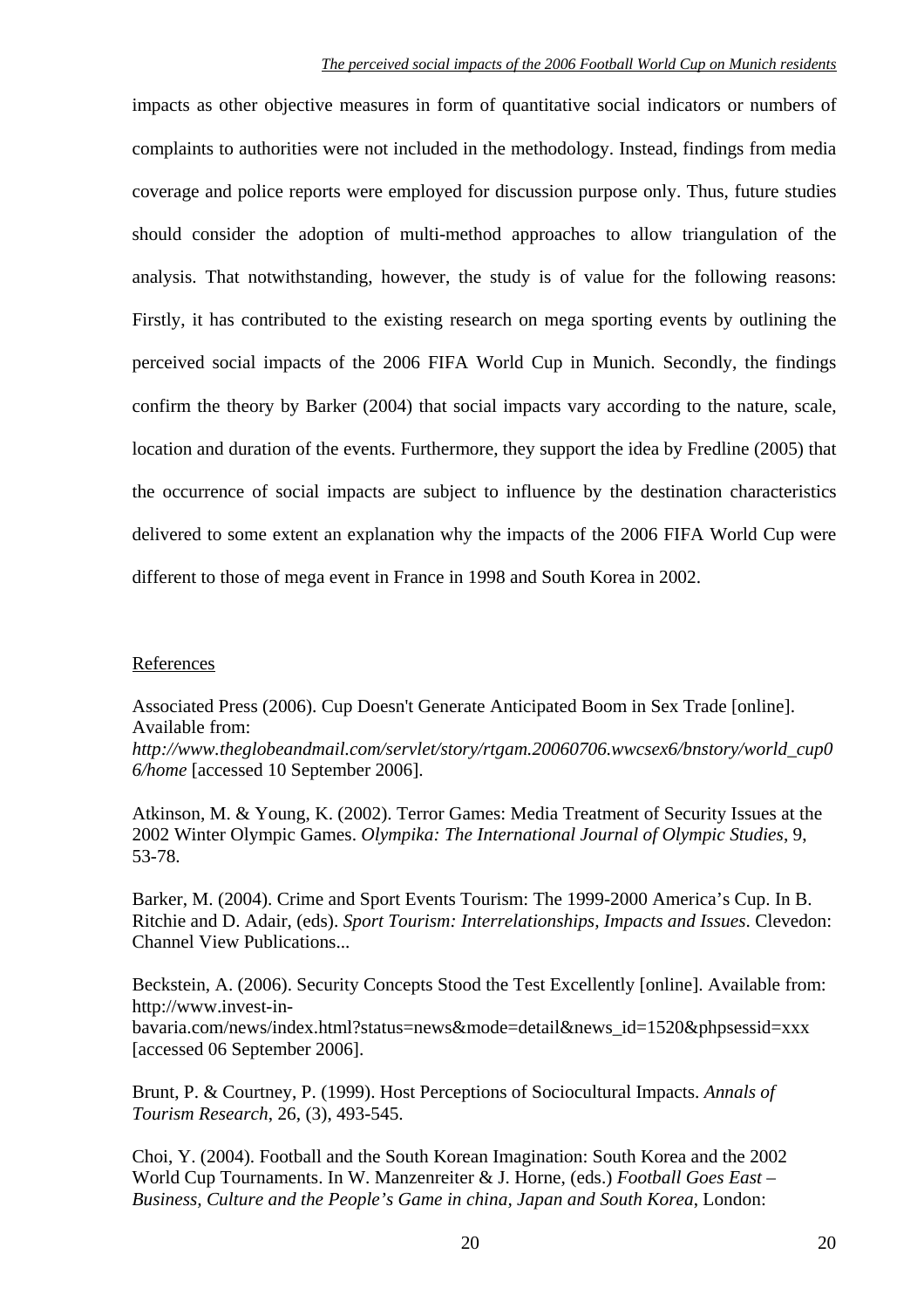impacts as other objective measures in form of quantitative social indicators or numbers of complaints to authorities were not included in the methodology. Instead, findings from media coverage and police reports were employed for discussion purpose only. Thus, future studies should consider the adoption of multi-method approaches to allow triangulation of the analysis. That notwithstanding, however, the study is of value for the following reasons: Firstly, it has contributed to the existing research on mega sporting events by outlining the perceived social impacts of the 2006 FIFA World Cup in Munich. Secondly, the findings confirm the theory by Barker (2004) that social impacts vary according to the nature, scale, location and duration of the events. Furthermore, they support the idea by Fredline (2005) that the occurrence of social impacts are subject to influence by the destination characteristics delivered to some extent an explanation why the impacts of the 2006 FIFA World Cup were different to those of mega event in France in 1998 and South Korea in 2002.

## References

Associated Press (2006). Cup Doesn't Generate Anticipated Boom in Sex Trade [online]. Available from: *http://www.theglobeandmail.com/servlet/story/rtgam.20060706.wwcsex6/bnstory/world_cup06/home* [accessed 10 September 2006].

Atkinson, M. & Young, K. (2002). Terror Games: Media Treatment of Security Issues at the 2002 Winter Olympic Games. *Olympika: The International Journal of Olympic Studies*, 9, 53-78.

Barker, M. (2004). Crime and Sport Events Tourism: The 1999-2000 America's Cup. In B. Ritchie and D. Adair, (eds). *Sport Tourism: Interrelationships, Impacts and Issues*. Clevedon: Channel View Publications...

Beckstein, A. (2006). Security Concepts Stood the Test Excellently [online]. Available from: http://www.invest-in-bavaria.com/news/index.html?status=news&mode=detail&news_id=1520&phpsessid=xxx [accessed 06 September 2006].

Brunt, P. & Courtney, P. (1999). Host Perceptions of Sociocultural Impacts. *Annals of Tourism Research*, 26, (3), 493-545.

Choi, Y. (2004). Football and the South Korean Imagination: South Korea and the 2002 World Cup Tournaments. In W. Manzenreiter & J. Horne, (eds.) *Football Goes East – Business, Culture and the People's Game in china, Japan and South Korea*, London: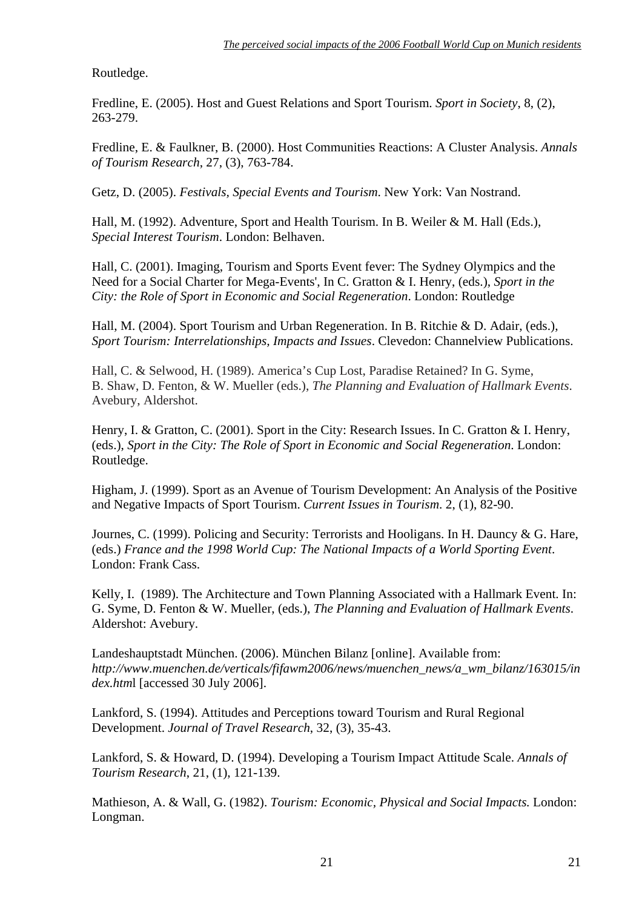Routledge.

Fredline, E. (2005). Host and Guest Relations and Sport Tourism. *Sport in Society*, 8, (2), 263-279.

Fredline, E. & Faulkner, B. (2000). Host Communities Reactions: A Cluster Analysis. *Annals of Tourism Research*, 27, (3), 763-784.

Getz, D. (2005). *Festivals, Special Events and Tourism*. New York: Van Nostrand.

Hall, M. (1992). Adventure, Sport and Health Tourism. In B. Weiler & M. Hall (Eds.), *Special Interest Tourism*. London: Belhaven.

Hall, C. (2001). Imaging, Tourism and Sports Event fever: The Sydney Olympics and the Need for a Social Charter for Mega-Events', In C. Gratton & I. Henry, (eds.), *Sport in the City: the Role of Sport in Economic and Social Regeneration*. London: Routledge

Hall, M. (2004). Sport Tourism and Urban Regeneration. In B. Ritchie & D. Adair, (eds.), *Sport Tourism: Interrelationships, Impacts and Issues*. Clevedon: Channelview Publications.

Hall, C. & Selwood, H. (1989). America's Cup Lost, Paradise Retained? In G. Syme, B. Shaw, D. Fenton, & W. Mueller (eds.), *The Planning and Evaluation of Hallmark Events*. Avebury, Aldershot.

Henry, I. & Gratton, C. (2001). Sport in the City: Research Issues. In C. Gratton & I. Henry, (eds.), *Sport in the City: The Role of Sport in Economic and Social Regeneration*. London: Routledge.

Higham, J. (1999). Sport as an Avenue of Tourism Development: An Analysis of the Positive and Negative Impacts of Sport Tourism. *Current Issues in Tourism*. 2, (1), 82-90.

Journes, C. (1999). Policing and Security: Terrorists and Hooligans. In H. Dauncy & G. Hare, (eds.) *France and the 1998 World Cup: The National Impacts of a World Sporting Event*. London: Frank Cass.

Kelly, I. (1989). The Architecture and Town Planning Associated with a Hallmark Event. In: G. Syme, D. Fenton & W. Mueller, (eds.), *The Planning and Evaluation of Hallmark Events*. Aldershot: Avebury.

Landeshauptstadt München. (2006). München Bilanz [online]. Available from: *http://www.muenchen.de/verticals/fifawm2006/news/muenchen_news/a_wm_bilanz/163015/index.html* [accessed 30 July 2006].

Lankford, S. (1994). Attitudes and Perceptions toward Tourism and Rural Regional Development. *Journal of Travel Research*, 32, (3), 35-43.

Lankford, S. & Howard, D. (1994). Developing a Tourism Impact Attitude Scale. *Annals of Tourism Research*, 21, (1), 121-139.

Mathieson, A. & Wall, G. (1982). *Tourism: Economic, Physical and Social Impacts.* London: Longman.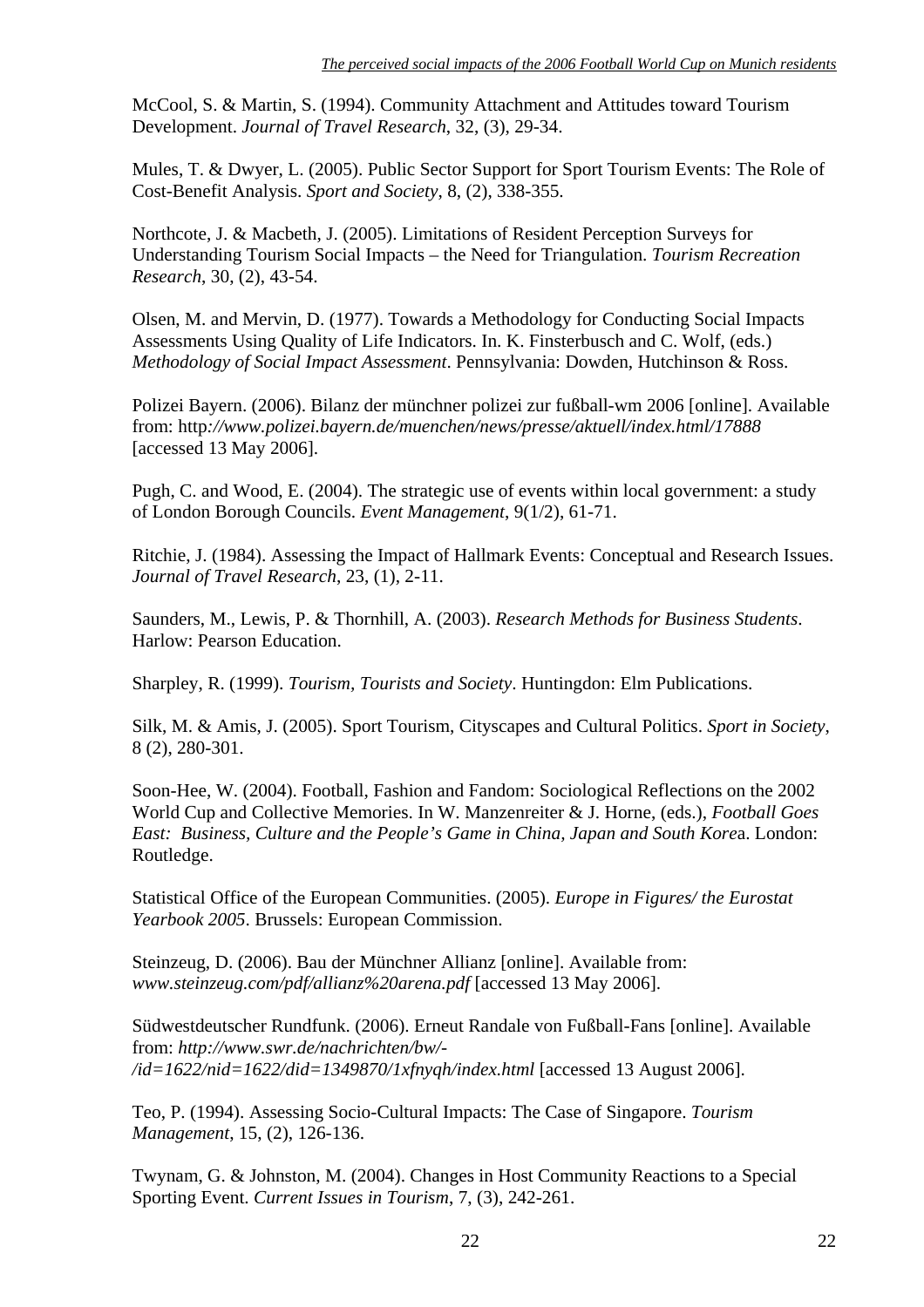McCool, S. & Martin, S. (1994). Community Attachment and Attitudes toward Tourism Development. *Journal of Travel Research*, 32, (3), 29-34.

Mules, T. & Dwyer, L. (2005). Public Sector Support for Sport Tourism Events: The Role of Cost-Benefit Analysis. *Sport and Society*, 8, (2), 338-355.

Northcote, J. & Macbeth, J. (2005). Limitations of Resident Perception Surveys for Understanding Tourism Social Impacts – the Need for Triangulation. *Tourism Recreation Research*, 30, (2), 43-54.

Olsen, M. and Mervin, D. (1977). Towards a Methodology for Conducting Social Impacts Assessments Using Quality of Life Indicators. In. K. Finsterbusch and C. Wolf, (eds.) *Methodology of Social Impact Assessment*. Pennsylvania: Dowden, Hutchinson & Ross.

Polizei Bayern. (2006). Bilanz der münchner polizei zur fußball-wm 2006 [online]. Available from: http*://www.polizei.bayern.de/muenchen/news/presse/aktuell/index.html/17888* [accessed 13 May 2006].

Pugh, C. and Wood, E. (2004). The strategic use of events within local government: a study of London Borough Councils. *Event Management*, 9(1/2), 61-71.

Ritchie, J. (1984). Assessing the Impact of Hallmark Events: Conceptual and Research Issues. *Journal of Travel Research*, 23, (1), 2-11.

Saunders, M., Lewis, P. & Thornhill, A. (2003). *Research Methods for Business Students*. Harlow: Pearson Education.

Sharpley, R. (1999). *Tourism, Tourists and Society*. Huntingdon: Elm Publications.

Silk, M. & Amis, J. (2005). Sport Tourism, Cityscapes and Cultural Politics. *Sport in Society*, 8 (2), 280-301.

Soon-Hee, W. (2004). Football, Fashion and Fandom: Sociological Reflections on the 2002 World Cup and Collective Memories. In W. Manzenreiter & J. Horne, (eds.), *Football Goes East: Business, Culture and the People's Game in China, Japan and South Kore*a. London: Routledge.

Statistical Office of the European Communities. (2005). *Europe in Figures/ the Eurostat Yearbook 2005*. Brussels: European Commission.

Steinzeug, D. (2006). Bau der Münchner Allianz [online]. Available from: *www.steinzeug.com/pdf/allianz%20arena.pdf* [accessed 13 May 2006].

Südwestdeutscher Rundfunk. (2006). Erneut Randale von Fußball-Fans [online]. Available from: *http://www.swr.de/nachrichten/bw/-/id=1622/nid=1622/did=1349870/1xfnyqh/index.html* [accessed 13 August 2006].

Teo, P. (1994). Assessing Socio-Cultural Impacts: The Case of Singapore. *Tourism Management*, 15, (2), 126-136.

Twynam, G. & Johnston, M. (2004). Changes in Host Community Reactions to a Special Sporting Event. *Current Issues in Tourism*, 7, (3), 242-261.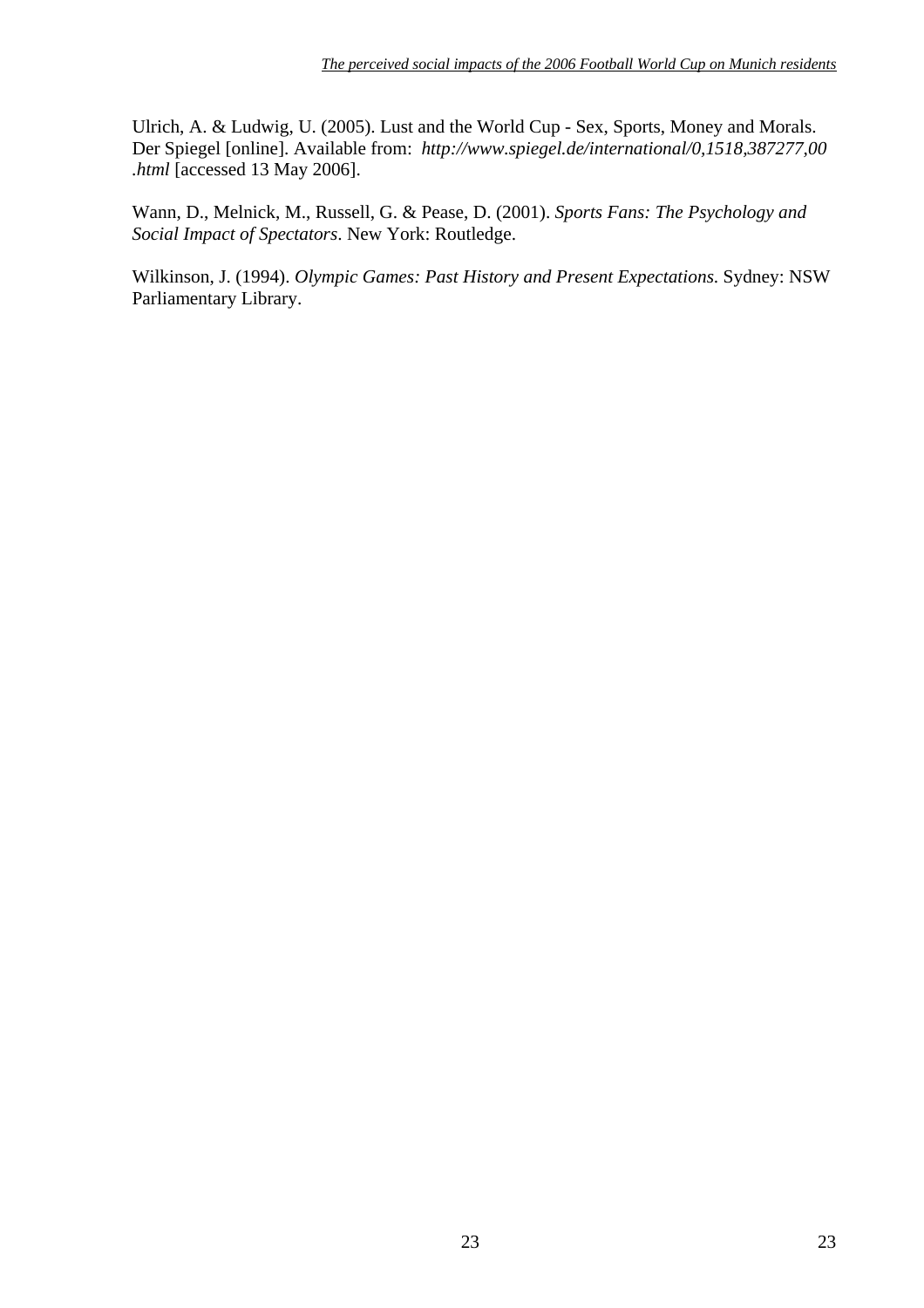Ulrich, A. & Ludwig, U. (2005). Lust and the World Cup - Sex, Sports, Money and Morals. Der Spiegel [online]. Available from: *http://www.spiegel.de/international/0,1518,387277,00.html* [accessed 13 May 2006].

Wann, D., Melnick, M., Russell, G. & Pease, D. (2001). *Sports Fans: The Psychology and Social Impact of Spectators*. New York: Routledge.

Wilkinson, J. (1994). *Olympic Games: Past History and Present Expectations.* Sydney: NSW Parliamentary Library.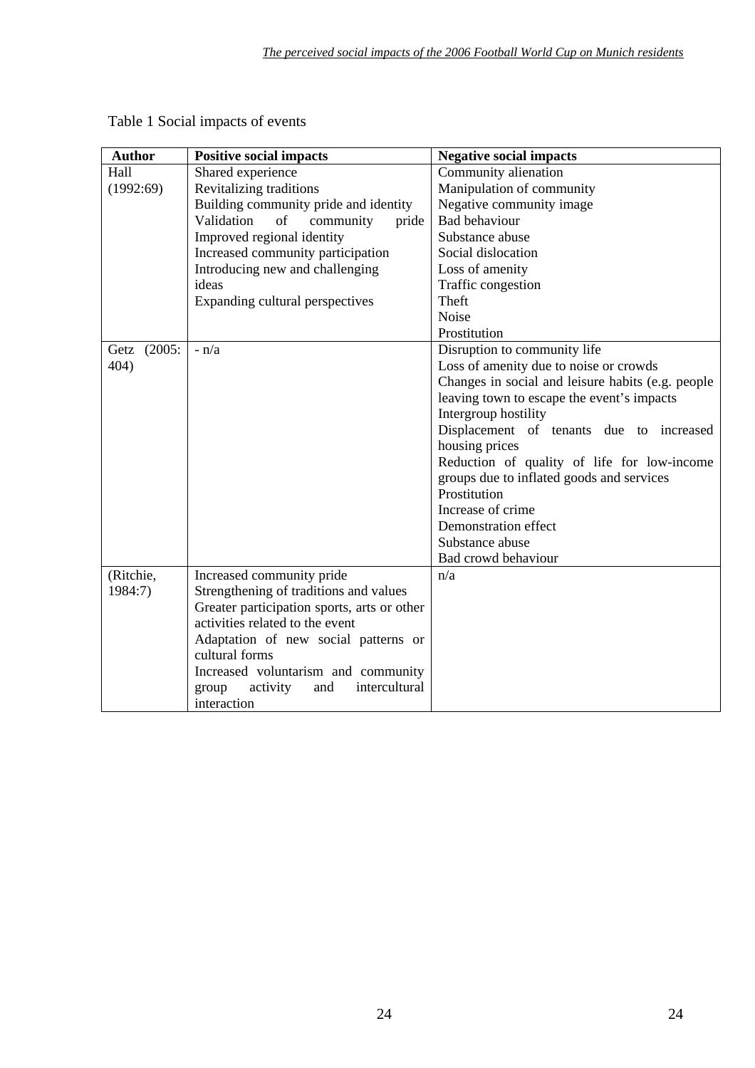Table 1 Social impacts of events

| Author | Positive social impacts | Negative social impacts |
|---|---|---|
| Hall (1992:69) | Shared experience<br>Revitalizing traditions<br>Building community pride and identity<br>Validation of community pride<br>Improved regional identity<br>Increased community participation<br>Introducing new and challenging ideas<br>Expanding cultural perspectives | Community alienation<br>Manipulation of community<br>Negative community image<br>Bad behaviour<br>Substance abuse<br>Social dislocation<br>Loss of amenity<br>Traffic congestion<br>Theft<br>Noise<br>Prostitution |
| Getz (2005: 404) | - n/a | Disruption to community life<br>Loss of amenity due to noise or crowds<br>Changes in social and leisure habits (e.g. people leaving town to escape the event's impacts<br>Intergroup hostility<br>Displacement of tenants due to increased housing prices<br>Reduction of quality of life for low-income groups due to inflated goods and services<br>Prostitution<br>Increase of crime<br>Demonstration effect<br>Substance abuse<br>Bad crowd behaviour |
| (Ritchie, 1984:7) | Increased community pride<br>Strengthening of traditions and values<br>Greater participation sports, arts or other activities related to the event<br>Adaptation of new social patterns or cultural forms<br>Increased voluntarism and community group activity and intercultural interaction | n/a |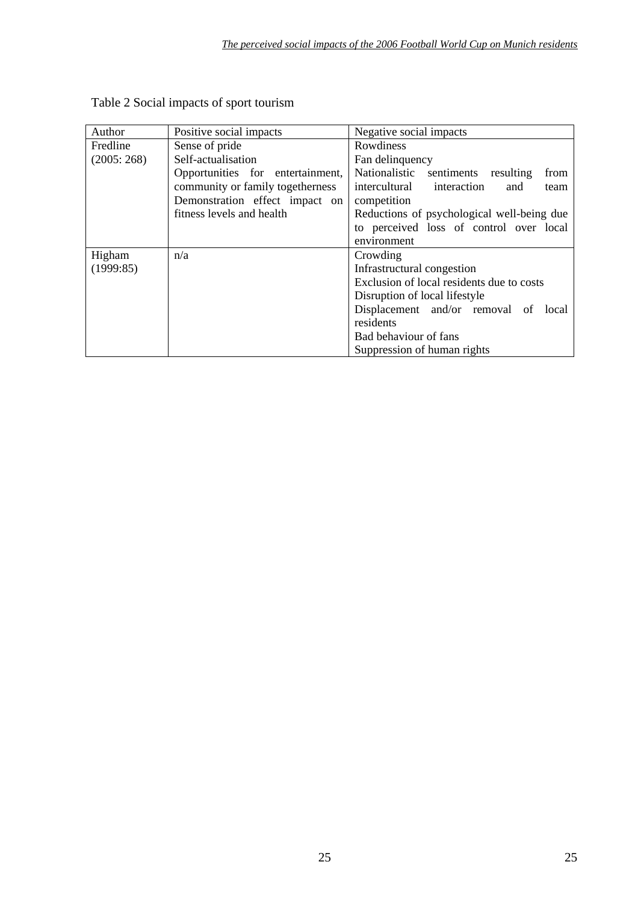Table 2 Social impacts of sport tourism

| Author | Positive social impacts | Negative social impacts |
|---|---|---|
| Fredline (2005: 268) | Sense of pride<br>Self-actualisation<br>Opportunities for entertainment, community or family togetherness<br>Demonstration effect impact on fitness levels and health | Rowdiness<br>Fan delinquency<br>Nationalistic sentiments resulting from intercultural interaction and team competition<br>Reductions of psychological well-being due to perceived loss of control over local environment |
| Higham (1999:85) | n/a | Crowding<br>Infrastructural congestion<br>Exclusion of local residents due to costs<br>Disruption of local lifestyle<br>Displacement and/or removal of local residents<br>Bad behaviour of fans<br>Suppression of human rights |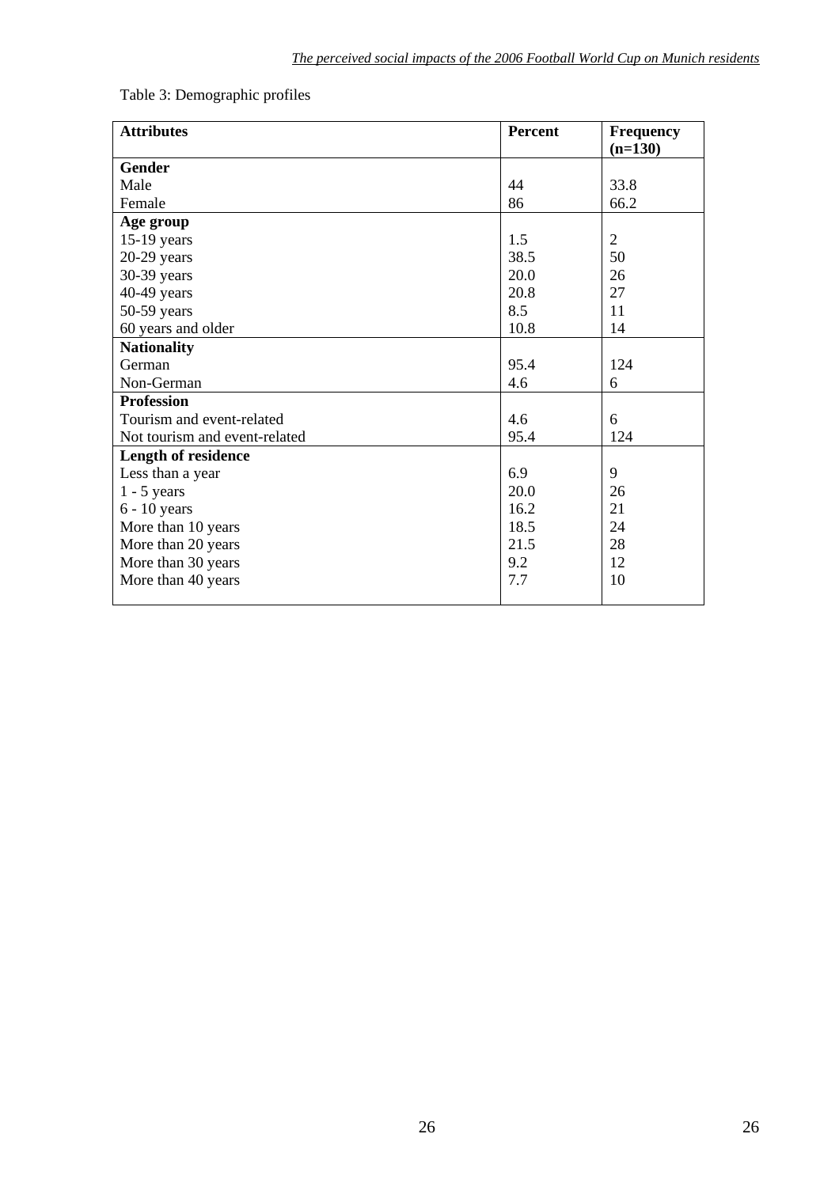Table 3: Demographic profiles

| Attributes | Percent | Frequency (n=130) |
|---|---|---|
| **Gender** | | |
| Male | 44 | 33.8 |
| Female | 86 | 66.2 |
| **Age group** | | |
| 15-19 years | 1.5 | 2 |
| 20-29 years | 38.5 | 50 |
| 30-39 years | 20.0 | 26 |
| 40-49 years | 20.8 | 27 |
| 50-59 years | 8.5 | 11 |
| 60 years and older | 10.8 | 14 |
| **Nationality** | | |
| German | 95.4 | 124 |
| Non-German | 4.6 | 6 |
| **Profession** | | |
| Tourism and event-related | 4.6 | 6 |
| Not tourism and event-related | 95.4 | 124 |
| **Length of residence** | | |
| Less than a year | 6.9 | 9 |
| 1 - 5 years | 20.0 | 26 |
| 6 - 10 years | 16.2 | 21 |
| More than 10 years | 18.5 | 24 |
| More than 20 years | 21.5 | 28 |
| More than 30 years | 9.2 | 12 |
| More than 40 years | 7.7 | 10 |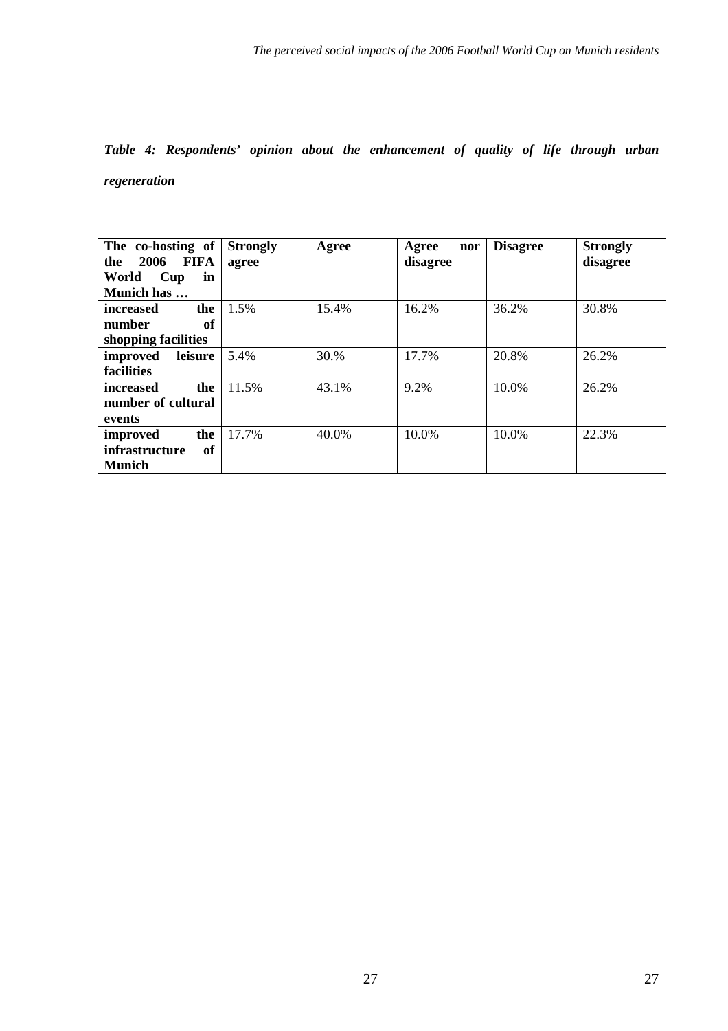*Table 4: Respondents' opinion about the enhancement of quality of life through urban regeneration*

| The co-hosting of the 2006 FIFA World Cup in Munich has … | Strongly agree | Agree | Agree nor disagree | Disagree | Strongly disagree |
|---|---|---|---|---|---|
| **increased the number of shopping facilities** | 1.5% | 15.4% | 16.2% | 36.2% | 30.8% |
| **improved leisure facilities** | 5.4% | 30.% | 17.7% | 20.8% | 26.2% |
| **increased the number of cultural events** | 11.5% | 43.1% | 9.2% | 10.0% | 26.2% |
| **improved the infrastructure of Munich** | 17.7% | 40.0% | 10.0% | 10.0% | 22.3% |